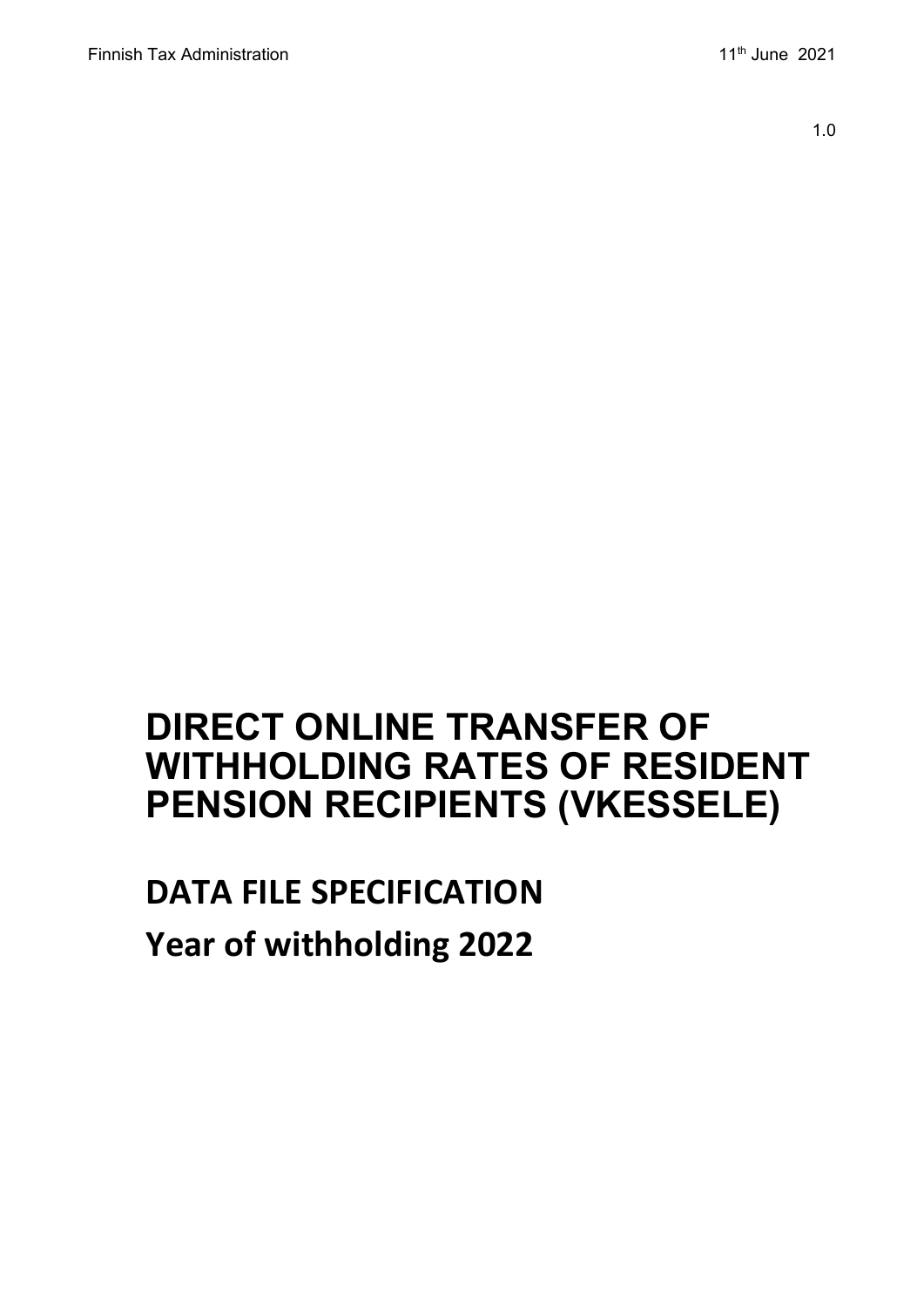1.0

# DIRECT ONLINE TRANSFER OF WITHHOLDING RATES OF RESIDENT PENSION RECIPIENTS (VKESSELE)

## DATA FILE SPECIFICATION

## Year of withholding 2022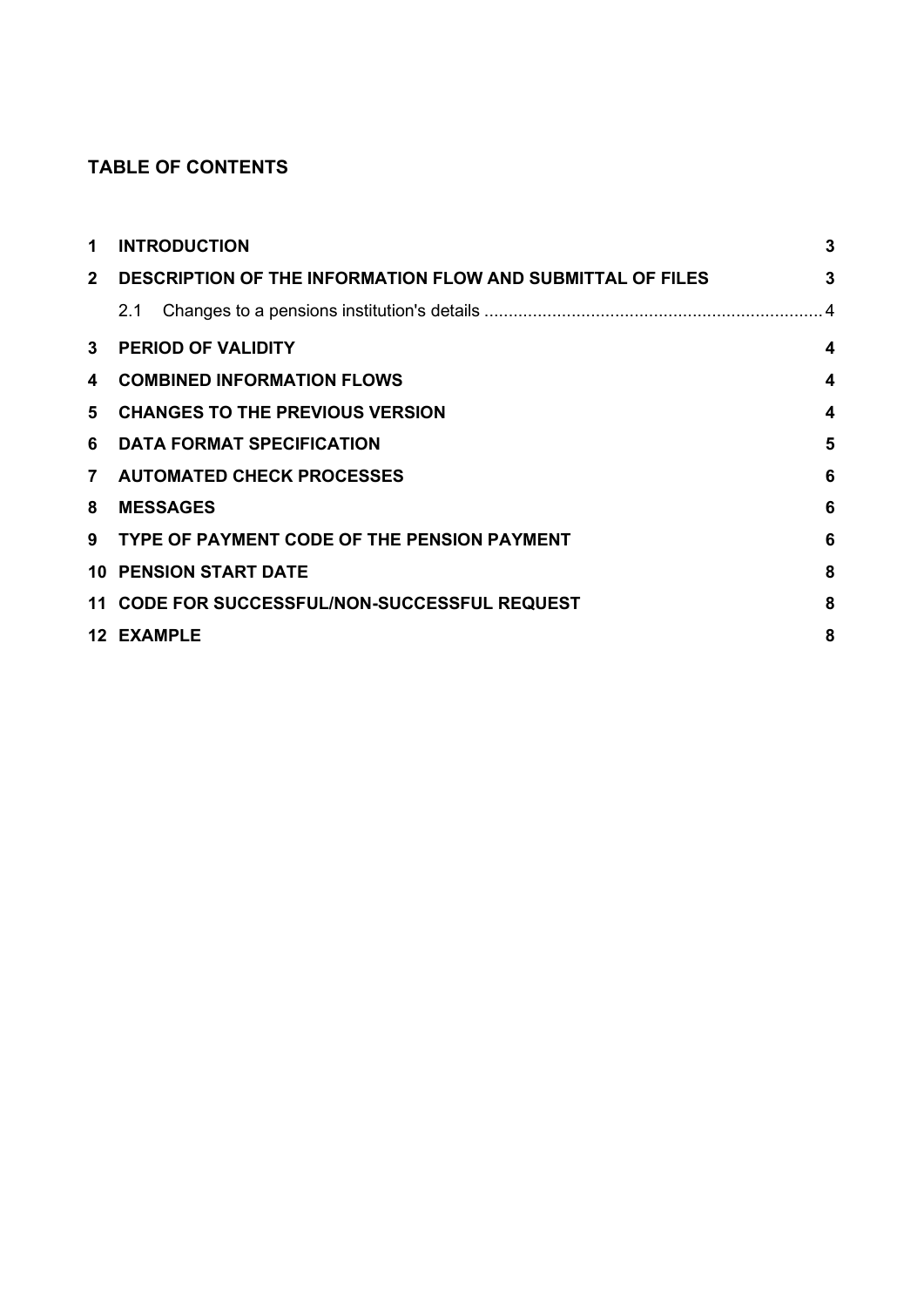**TABLE OF CONTENTS**

| | | |
|---|---|---|
| **1** | **INTRODUCTION** | **3** |
| **2** | **DESCRIPTION OF THE INFORMATION FLOW AND SUBMITTAL OF FILES** | **3** |
| | 2.1 Changes to a pensions institution's details | 4 |
| **3** | **PERIOD OF VALIDITY** | **4** |
| **4** | **COMBINED INFORMATION FLOWS** | **4** |
| **5** | **CHANGES TO THE PREVIOUS VERSION** | **4** |
| **6** | **DATA FORMAT SPECIFICATION** | **5** |
| **7** | **AUTOMATED CHECK PROCESSES** | **6** |
| **8** | **MESSAGES** | **6** |
| **9** | **TYPE OF PAYMENT CODE OF THE PENSION PAYMENT** | **6** |
| **10** | **PENSION START DATE** | **8** |
| **11** | **CODE FOR SUCCESSFUL/NON-SUCCESSFUL REQUEST** | **8** |
| **12** | **EXAMPLE** | **8** |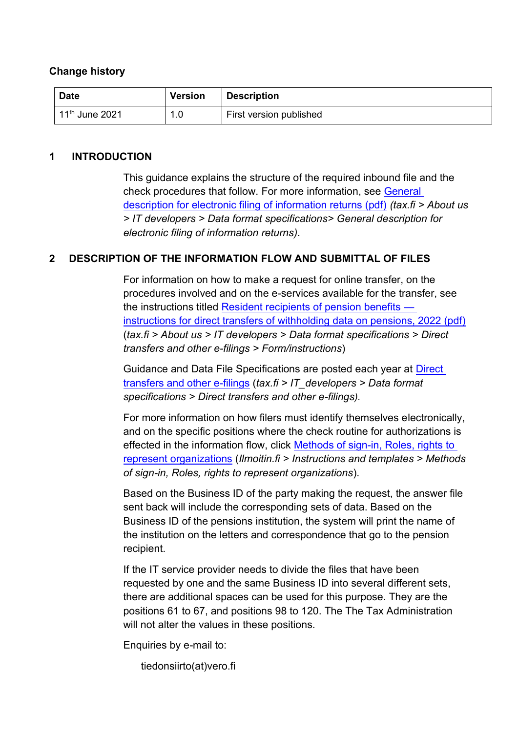**Change history**

| Date | Version | Description |
| --- | --- | --- |
| 11th June 2021 | 1.0 | First version published |

## 1 INTRODUCTION

This guidance explains the structure of the required inbound file and the check procedures that follow. For more information, see [General description for electronic filing of information returns (pdf)] *(tax.fi > About us > IT developers > Data format specifications> General description for electronic filing of information returns)*.

## 2 DESCRIPTION OF THE INFORMATION FLOW AND SUBMITTAL OF FILES

For information on how to make a request for online transfer, on the procedures involved and on the e-services available for the transfer, see the instructions titled [Resident recipients of pension benefits — instructions for direct transfers of withholding data on pensions, 2022 (pdf)] (*tax.fi > About us > IT developers > Data format specifications > Direct transfers and other e-filings > Form/instructions*)

Guidance and Data File Specifications are posted each year at [Direct transfers and other e-filings] (*tax.fi > IT_developers > Data format specifications > Direct transfers and other e-filings).*

For more information on how filers must identify themselves electronically, and on the specific positions where the check routine for authorizations is effected in the information flow, click [Methods of sign-in, Roles, rights to represent organizations] (*Ilmoitin.fi > Instructions and templates > Methods of sign-in, Roles, rights to represent organizations*).

Based on the Business ID of the party making the request, the answer file sent back will include the corresponding sets of data. Based on the Business ID of the pensions institution, the system will print the name of the institution on the letters and correspondence that go to the pension recipient.

If the IT service provider needs to divide the files that have been requested by one and the same Business ID into several different sets, there are additional spaces can be used for this purpose. They are the positions 61 to 67, and positions 98 to 120. The The Tax Administration will not alter the values in these positions.

Enquiries by e-mail to:

tiedonsiirto(at)vero.fi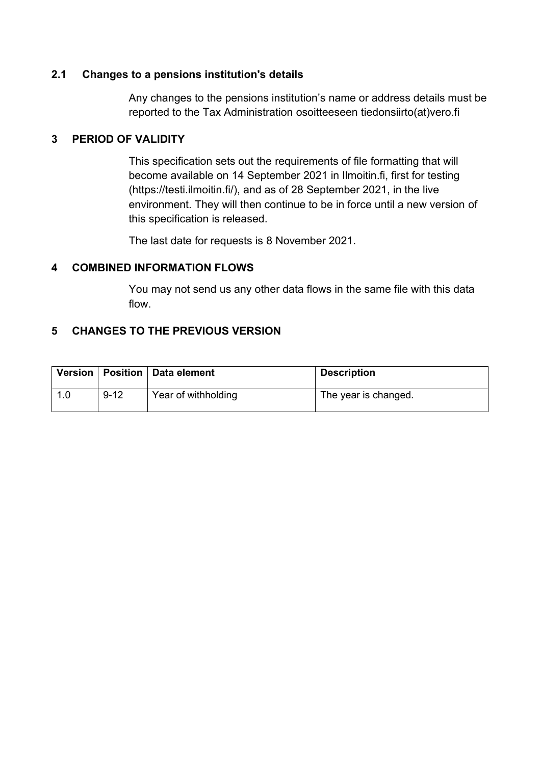### 2.1 Changes to a pensions institution's details

Any changes to the pensions institution's name or address details must be reported to the Tax Administration osoitteeseen tiedonsiirto(at)vero.fi

## 3 PERIOD OF VALIDITY

This specification sets out the requirements of file formatting that will become available on 14 September 2021 in Ilmoitin.fi, first for testing (https://testi.ilmoitin.fi/), and as of 28 September 2021, in the live environment. They will then continue to be in force until a new version of this specification is released.

The last date for requests is 8 November 2021.

## 4 COMBINED INFORMATION FLOWS

You may not send us any other data flows in the same file with this data flow.

## 5 CHANGES TO THE PREVIOUS VERSION

| Version | Position | Data element | Description |
|---|---|---|---|
| 1.0 | 9-12 | Year of withholding | The year is changed. |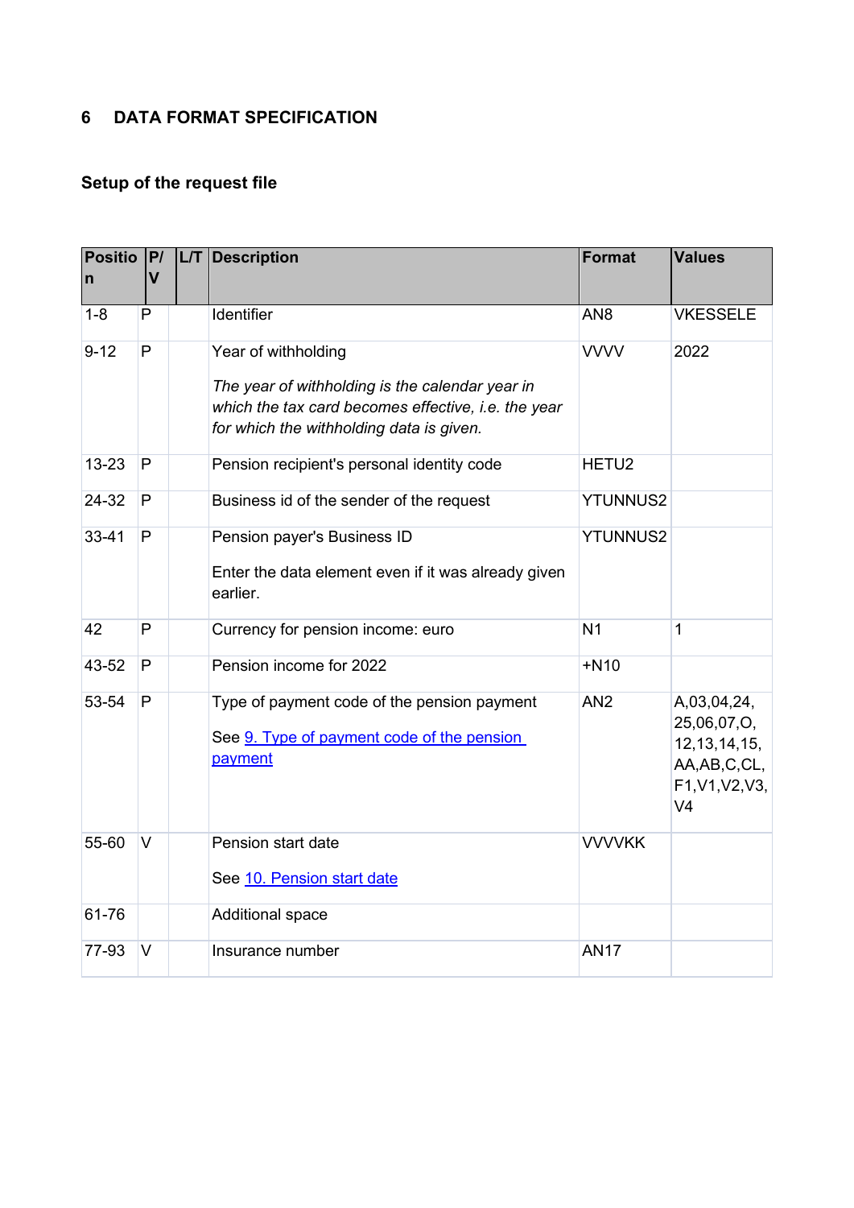# 6 DATA FORMAT SPECIFICATION

## Setup of the request file

| Position | P/V | L/T | Description | Format | Values |
|---|---|---|---|---|---|
| 1-8 | P | | Identifier | AN8 | VKESSELE |
| 9-12 | P | | Year of withholding<br><br>*The year of withholding is the calendar year in which the tax card becomes effective, i.e. the year for which the withholding data is given.* | VVVV | 2022 |
| 13-23 | P | | Pension recipient's personal identity code | HETU2 | |
| 24-32 | P | | Business id of the sender of the request | YTUNNUS2 | |
| 33-41 | P | | Pension payer's Business ID<br><br>Enter the data element even if it was already given earlier. | YTUNNUS2 | |
| 42 | P | | Currency for pension income: euro | N1 | 1 |
| 43-52 | P | | Pension income for 2022 | +N10 | |
| 53-54 | P | | Type of payment code of the pension payment<br><br>See 9. Type of payment code of the pension payment | AN2 | A,03,04,24, 25,06,07,O, 12,13,14,15, AA,AB,C,CL, F1,V1,V2,V3, V4 |
| 55-60 | V | | Pension start date<br><br>See 10. Pension start date | VVVVKK | |
| 61-76 | | | Additional space | | |
| 77-93 | V | | Insurance number | AN17 | |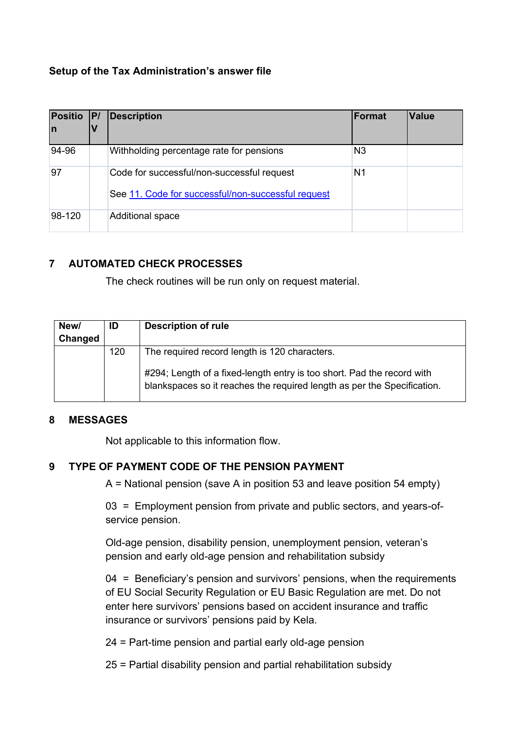**Setup of the Tax Administration's answer file**

| Position | P/V | Description | Format | Value |
|---|---|---|---|---|
| 94-96 | | Withholding percentage rate for pensions | N3 | |
| 97 | | Code for successful/non-successful request<br><br>See [11. Code for successful/non-successful request](#) | N1 | |
| 98-120 | | Additional space | | |

## 7 AUTOMATED CHECK PROCESSES

The check routines will be run only on request material.

| New/ Changed | ID | Description of rule |
|---|---|---|
| | 120 | The required record length is 120 characters.<br><br>#294; Length of a fixed-length entry is too short. Pad the record with blankspaces so it reaches the required length as per the Specification. |

## 8 MESSAGES

Not applicable to this information flow.

## 9 TYPE OF PAYMENT CODE OF THE PENSION PAYMENT

A = National pension (save A in position 53 and leave position 54 empty)

03 = Employment pension from private and public sectors, and years-of-service pension.

Old-age pension, disability pension, unemployment pension, veteran's pension and early old-age pension and rehabilitation subsidy

04 = Beneficiary's pension and survivors' pensions, when the requirements of EU Social Security Regulation or EU Basic Regulation are met. Do not enter here survivors' pensions based on accident insurance and traffic insurance or survivors' pensions paid by Kela.

24 = Part-time pension and partial early old-age pension

25 = Partial disability pension and partial rehabilitation subsidy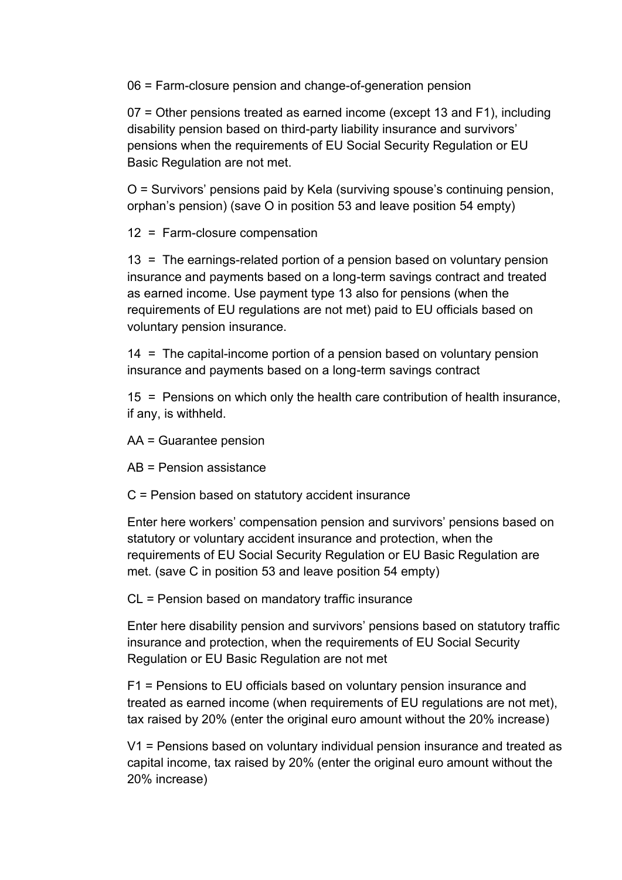06 = Farm-closure pension and change-of-generation pension

07 = Other pensions treated as earned income (except 13 and F1), including disability pension based on third-party liability insurance and survivors' pensions when the requirements of EU Social Security Regulation or EU Basic Regulation are not met.

O = Survivors' pensions paid by Kela (surviving spouse's continuing pension, orphan's pension) (save O in position 53 and leave position 54 empty)

12 = Farm-closure compensation

13 = The earnings-related portion of a pension based on voluntary pension insurance and payments based on a long-term savings contract and treated as earned income. Use payment type 13 also for pensions (when the requirements of EU regulations are not met) paid to EU officials based on voluntary pension insurance.

14 = The capital-income portion of a pension based on voluntary pension insurance and payments based on a long-term savings contract

15 = Pensions on which only the health care contribution of health insurance, if any, is withheld.

AA = Guarantee pension

AB = Pension assistance

C = Pension based on statutory accident insurance

Enter here workers' compensation pension and survivors' pensions based on statutory or voluntary accident insurance and protection, when the requirements of EU Social Security Regulation or EU Basic Regulation are met. (save C in position 53 and leave position 54 empty)

CL = Pension based on mandatory traffic insurance

Enter here disability pension and survivors' pensions based on statutory traffic insurance and protection, when the requirements of EU Social Security Regulation or EU Basic Regulation are not met

F1 = Pensions to EU officials based on voluntary pension insurance and treated as earned income (when requirements of EU regulations are not met), tax raised by 20% (enter the original euro amount without the 20% increase)

V1 = Pensions based on voluntary individual pension insurance and treated as capital income, tax raised by 20% (enter the original euro amount without the 20% increase)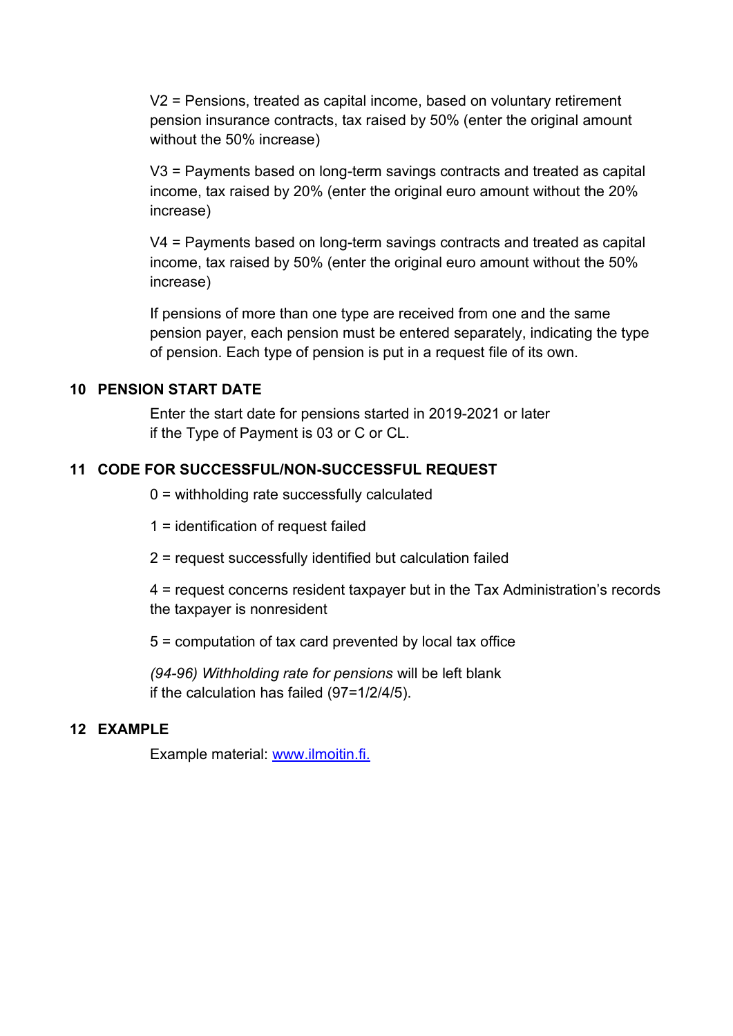V2 = Pensions, treated as capital income, based on voluntary retirement pension insurance contracts, tax raised by 50% (enter the original amount without the 50% increase)

V3 = Payments based on long-term savings contracts and treated as capital income, tax raised by 20% (enter the original euro amount without the 20% increase)

V4 = Payments based on long-term savings contracts and treated as capital income, tax raised by 50% (enter the original euro amount without the 50% increase)

If pensions of more than one type are received from one and the same pension payer, each pension must be entered separately, indicating the type of pension. Each type of pension is put in a request file of its own.

## 10 PENSION START DATE

Enter the start date for pensions started in 2019-2021 or later if the Type of Payment is 03 or C or CL.

## 11 CODE FOR SUCCESSFUL/NON-SUCCESSFUL REQUEST

0 = withholding rate successfully calculated

1 = identification of request failed

2 = request successfully identified but calculation failed

4 = request concerns resident taxpayer but in the Tax Administration's records the taxpayer is nonresident

5 = computation of tax card prevented by local tax office

*(94-96) Withholding rate for pensions* will be left blank if the calculation has failed (97=1/2/4/5).

## 12 EXAMPLE

Example material: [www.ilmoitin.fi.](http://www.ilmoitin.fi)